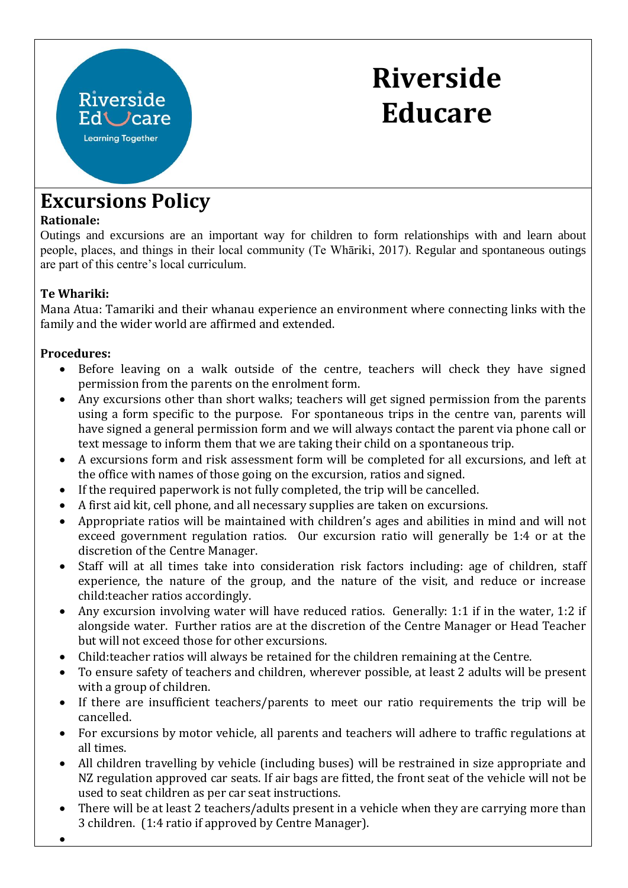# Riverside Educare

## Excursions Policy

**Rationale:**

Outings and excursions are an important way for children to form relationships with and learn about people, places, and things in their local community (Te Whāriki, 2017). Regular and spontaneous outings are part of this centre's local curriculum.

**Te Whariki:**

Mana Atua: Tamariki and their whanau experience an environment where connecting links with the family and the wider world are affirmed and extended.

**Procedures:**

- Before leaving on a walk outside of the centre, teachers will check they have signed permission from the parents on the enrolment form.
- Any excursions other than short walks; teachers will get signed permission from the parents using a form specific to the purpose. For spontaneous trips in the centre van, parents will have signed a general permission form and we will always contact the parent via phone call or text message to inform them that we are taking their child on a spontaneous trip.
- A excursions form and risk assessment form will be completed for all excursions, and left at the office with names of those going on the excursion, ratios and signed.
- If the required paperwork is not fully completed, the trip will be cancelled.
- A first aid kit, cell phone, and all necessary supplies are taken on excursions.
- Appropriate ratios will be maintained with children's ages and abilities in mind and will not exceed government regulation ratios. Our excursion ratio will generally be 1:4 or at the discretion of the Centre Manager.
- Staff will at all times take into consideration risk factors including: age of children, staff experience, the nature of the group, and the nature of the visit, and reduce or increase child:teacher ratios accordingly.
- Any excursion involving water will have reduced ratios. Generally: 1:1 if in the water, 1:2 if alongside water. Further ratios are at the discretion of the Centre Manager or Head Teacher but will not exceed those for other excursions.
- Child:teacher ratios will always be retained for the children remaining at the Centre.
- To ensure safety of teachers and children, wherever possible, at least 2 adults will be present with a group of children.
- If there are insufficient teachers/parents to meet our ratio requirements the trip will be cancelled.
- For excursions by motor vehicle, all parents and teachers will adhere to traffic regulations at all times.
- All children travelling by vehicle (including buses) will be restrained in size appropriate and NZ regulation approved car seats. If air bags are fitted, the front seat of the vehicle will not be used to seat children as per car seat instructions.
- There will be at least 2 teachers/adults present in a vehicle when they are carrying more than 3 children. (1:4 ratio if approved by Centre Manager).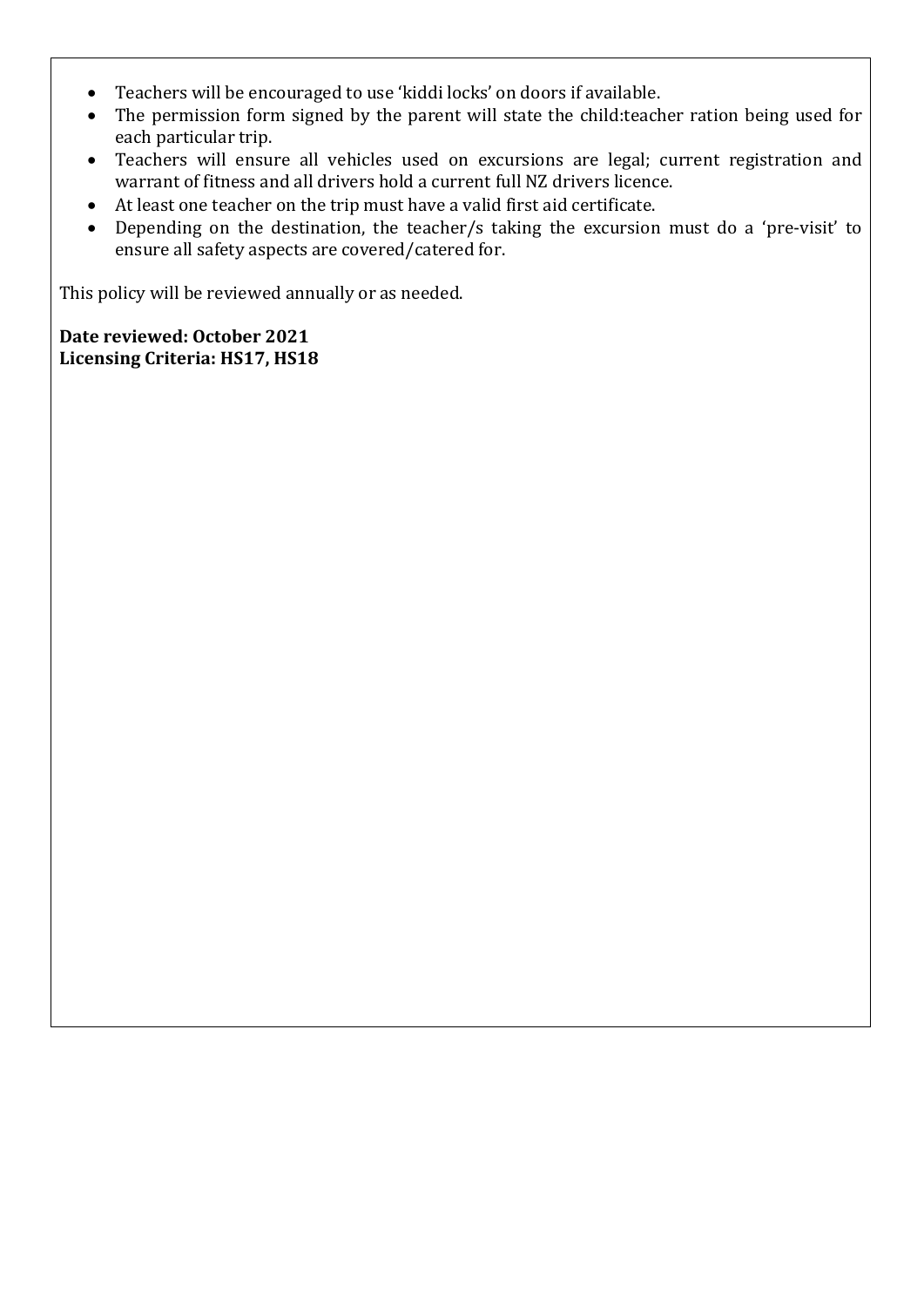- Teachers will be encouraged to use 'kiddi locks' on doors if available.
- The permission form signed by the parent will state the child:teacher ration being used for each particular trip.
- Teachers will ensure all vehicles used on excursions are legal; current registration and warrant of fitness and all drivers hold a current full NZ drivers licence.
- At least one teacher on the trip must have a valid first aid certificate.
- Depending on the destination, the teacher/s taking the excursion must do a 'pre-visit' to ensure all safety aspects are covered/catered for.

This policy will be reviewed annually or as needed.

**Date reviewed: October 2021**
**Licensing Criteria: HS17, HS18**